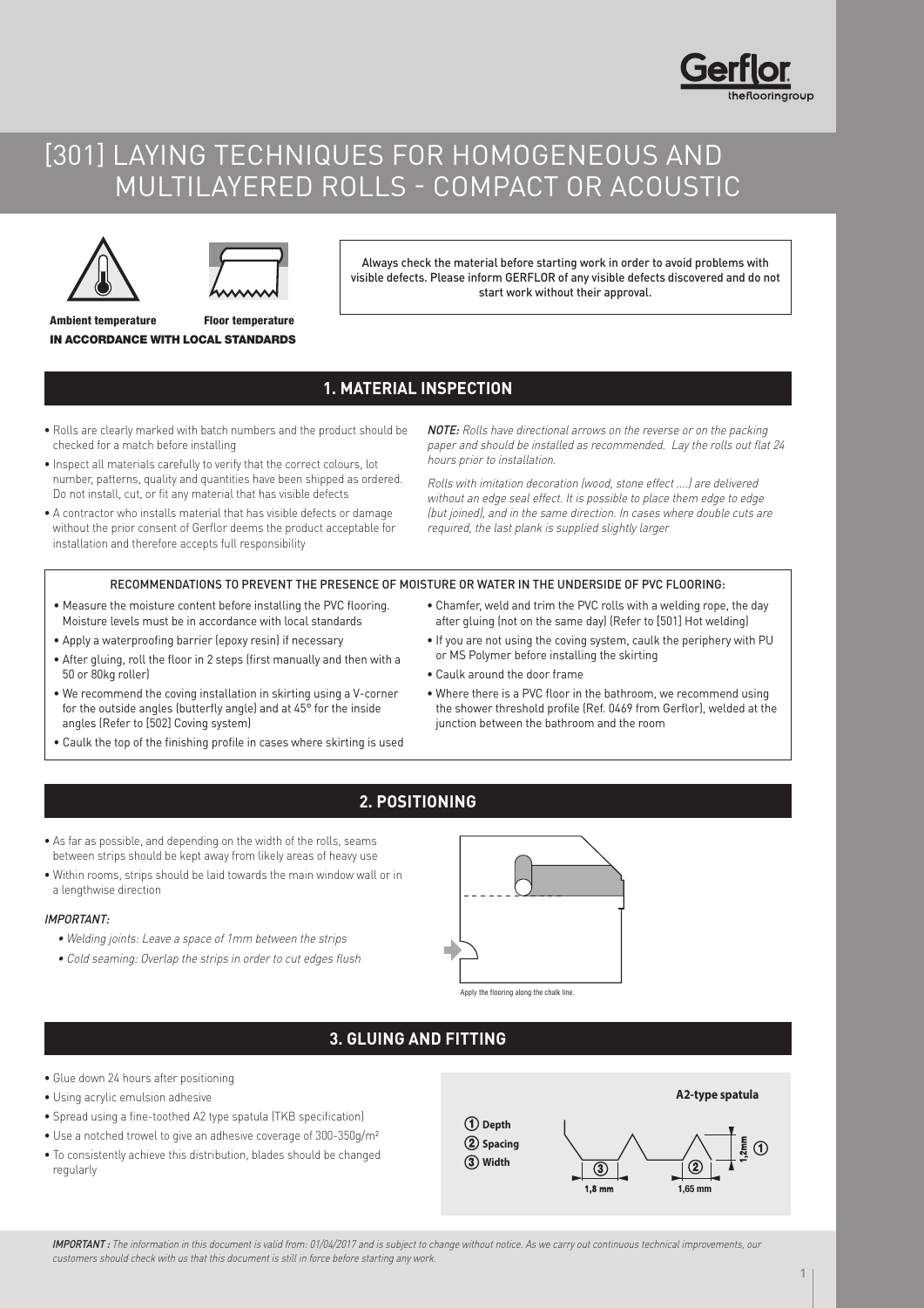# [301] LAYING TECHNIQUES FOR HOMOGENEOUS AND MULTILAYERED ROLLS - COMPACT OR ACOUSTIC

**Ambient temperature** **Floor temperature**

**IN ACCORDANCE WITH LOCAL STANDARDS**

Always check the material before starting work in order to avoid problems with visible defects. Please inform GERFLOR of any visible defects discovered and do not start work without their approval.

## 1. MATERIAL INSPECTION

- Rolls are clearly marked with batch numbers and the product should be checked for a match before installing
- Inspect all materials carefully to verify that the correct colours, lot number, patterns, quality and quantities have been shipped as ordered. Do not install, cut, or fit any material that has visible defects
- A contractor who installs material that has visible defects or damage without the prior consent of Gerflor deems the product acceptable for installation and therefore accepts full responsibility

***NOTE:*** *Rolls have directional arrows on the reverse or on the packing paper and should be installed as recommended. Lay the rolls out flat 24 hours prior to installation.*

*Rolls with imitation decoration (wood, stone effect ....) are delivered without an edge seal effect. It is possible to place them edge to edge (but joined), and in the same direction. In cases where double cuts are required, the last plank is supplied slightly larger*

RECOMMENDATIONS TO PREVENT THE PRESENCE OF MOISTURE OR WATER IN THE UNDERSIDE OF PVC FLOORING:

- Measure the moisture content before installing the PVC flooring. Moisture levels must be in accordance with local standards
- Apply a waterproofing barrier (epoxy resin) if necessary
- After gluing, roll the floor in 2 steps (first manually and then with a 50 or 80kg roller)
- We recommend the coving installation in skirting using a V-corner for the outside angles (butterfly angle) and at 45° for the inside angles (Refer to [502] Coving system)
- Caulk the top of the finishing profile in cases where skirting is used
- Chamfer, weld and trim the PVC rolls with a welding rope, the day after gluing (not on the same day) (Refer to [501] Hot welding)
- If you are not using the coving system, caulk the periphery with PU or MS Polymer before installing the skirting
- Caulk around the door frame
- Where there is a PVC floor in the bathroom, we recommend using the shower threshold profile (Ref. 0469 from Gerflor), welded at the junction between the bathroom and the room

## 2. POSITIONING

- As far as possible, and depending on the width of the rolls, seams between strips should be kept away from likely areas of heavy use
- Within rooms, strips should be laid towards the main window wall or in a lengthwise direction

*IMPORTANT:*

- *Welding joints: Leave a space of 1mm between the strips*
- *Cold seaming: Overlap the strips in order to cut edges flush*

Apply the flooring along the chalk line.

## 3. GLUING AND FITTING

- Glue down 24 hours after positioning
- Using acrylic emulsion adhesive
- Spread using a fine-toothed A2 type spatula (TKB specification)
- Use a notched trowel to give an adhesive coverage of 300-350g/m²
- To consistently achieve this distribution, blades should be changed regularly

**A2-type spatula**

① Depth: 1,2mm
② Spacing: 1,65 mm
③ Width: 1,8 mm

*IMPORTANT : The information in this document is valid from: 01/04/2017 and is subject to change without notice. As we carry out continuous technical improvements, our customers should check with us that this document is still in force before starting any work.*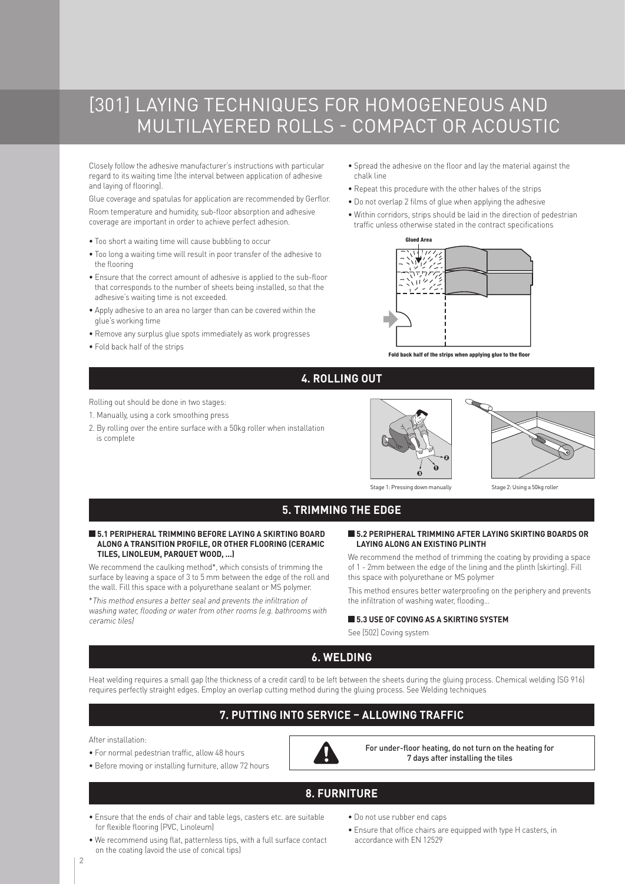# [301] LAYING TECHNIQUES FOR HOMOGENEOUS AND MULTILAYERED ROLLS - COMPACT OR ACOUSTIC

Closely follow the adhesive manufacturer's instructions with particular regard to its waiting time (the interval between application of adhesive and laying of flooring).

Glue coverage and spatulas for application are recommended by Gerflor.

Room temperature and humidity, sub-floor absorption and adhesive coverage are important in order to achieve perfect adhesion.

- Too short a waiting time will cause bubbling to occur
- Too long a waiting time will result in poor transfer of the adhesive to the flooring
- Ensure that the correct amount of adhesive is applied to the sub-floor that corresponds to the number of sheets being installed, so that the adhesive's waiting time is not exceeded.
- Apply adhesive to an area no larger than can be covered within the glue's working time
- Remove any surplus glue spots immediately as work progresses
- Fold back half of the strips
- Spread the adhesive on the floor and lay the material against the chalk line
- Repeat this procedure with the other halves of the strips
- Do not overlap 2 films of glue when applying the adhesive
- Within corridors, strips should be laid in the direction of pedestrian traffic unless otherwise stated in the contract specifications

Glued Area

Fold back half of the strips when applying glue to the floor

## 4. ROLLING OUT

Rolling out should be done in two stages:

1. Manually, using a cork smoothing press
2. By rolling over the entire surface with a 50kg roller when installation is complete

Stage 1: Pressing down manually

Stage 2: Using a 50kg roller

## 5. TRIMMING THE EDGE

### 5.1 PERIPHERAL TRIMMING BEFORE LAYING A SKIRTING BOARD ALONG A TRANSITION PROFILE, OR OTHER FLOORING (CERAMIC TILES, LINOLEUM, PARQUET WOOD, ...)

We recommend the caulking method*, which consists of trimming the surface by leaving a space of 3 to 5 mm between the edge of the roll and the wall. Fill this space with a polyurethane sealant or MS polymer.

*\*This method ensures a better seal and prevents the infiltration of washing water, flooding or water from other rooms (e.g. bathrooms with ceramic tiles)*

### 5.2 PERIPHERAL TRIMMING AFTER LAYING SKIRTING BOARDS OR LAYING ALONG AN EXISTING PLINTH

We recommend the method of trimming the coating by providing a space of 1 - 2mm between the edge of the lining and the plinth (skirting). Fill this space with polyurethane or MS polymer

This method ensures better waterproofing on the periphery and prevents the infiltration of washing water, flooding...

### 5.3 USE OF COVING AS A SKIRTING SYSTEM

See [502] Coving system

## 6. WELDING

Heat welding requires a small gap (the thickness of a credit card) to be left between the sheets during the gluing process. Chemical welding (SG 916) requires perfectly straight edges. Employ an overlap cutting method during the gluing process. See Welding techniques

## 7. PUTTING INTO SERVICE – ALLOWING TRAFFIC

After installation:

- For normal pedestrian traffic, allow 48 hours
- Before moving or installing furniture, allow 72 hours

For under-floor heating, do not turn on the heating for 7 days after installing the tiles

## 8. FURNITURE

- Ensure that the ends of chair and table legs, casters etc. are suitable for flexible flooring (PVC, Linoleum)
- We recommend using flat, patternless tips, with a full surface contact on the coating (avoid the use of conical tips)
- Do not use rubber end caps
- Ensure that office chairs are equipped with type H casters, in accordance with EN 12529